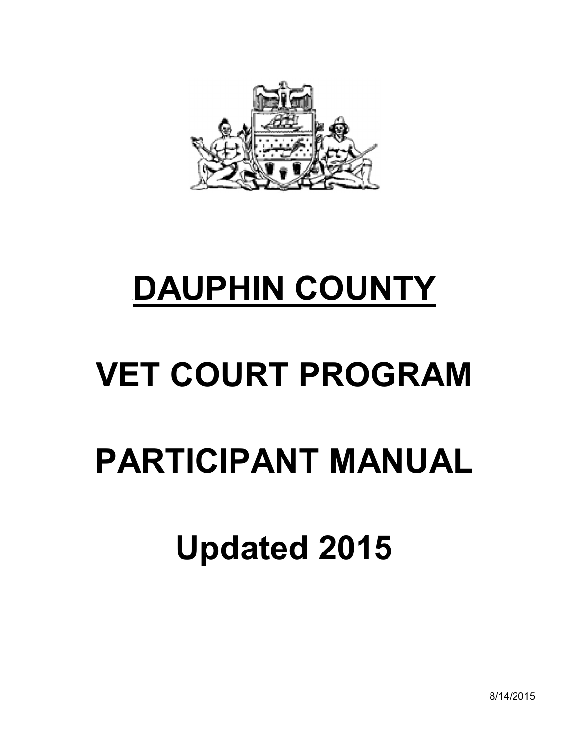# DAUPHIN COUNTY

# VET COURT PROGRAM

# PARTICIPANT MANUAL

# Updated 2015

8/14/2015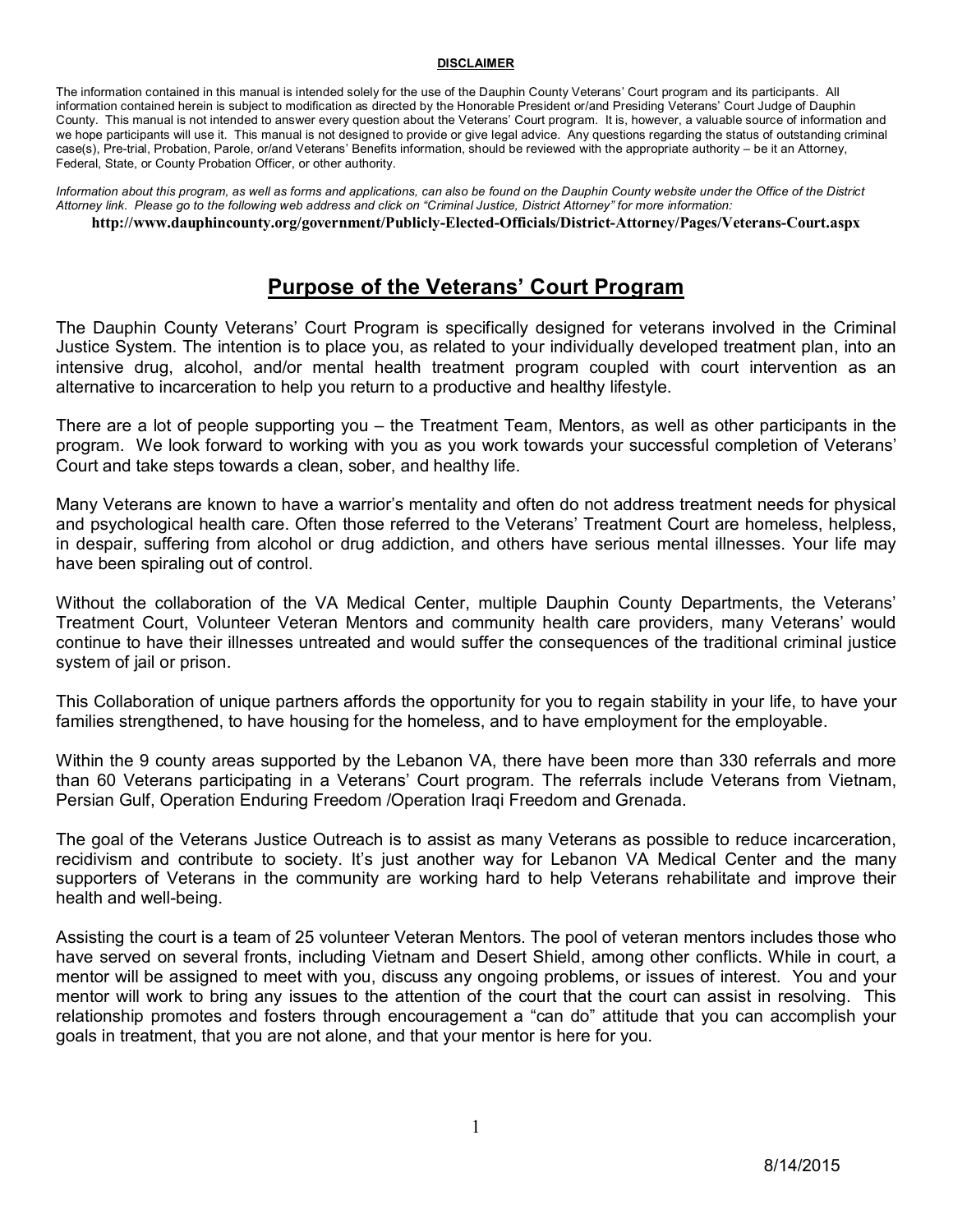**DISCLAIMER**

The information contained in this manual is intended solely for the use of the Dauphin County Veterans' Court program and its participants. All information contained herein is subject to modification as directed by the Honorable President or/and Presiding Veterans' Court Judge of Dauphin County. This manual is not intended to answer every question about the Veterans' Court program. It is, however, a valuable source of information and we hope participants will use it. This manual is not designed to provide or give legal advice. Any questions regarding the status of outstanding criminal case(s), Pre-trial, Probation, Parole, or/and Veterans' Benefits information, should be reviewed with the appropriate authority – be it an Attorney, Federal, State, or County Probation Officer, or other authority.

*Information about this program, as well as forms and applications, can also be found on the Dauphin County website under the Office of the District Attorney link. Please go to the following web address and click on "Criminal Justice, District Attorney" for more information:*

**http://www.dauphincounty.org/government/Publicly-Elected-Officials/District-Attorney/Pages/Veterans-Court.aspx**

# Purpose of the Veterans' Court Program

The Dauphin County Veterans' Court Program is specifically designed for veterans involved in the Criminal Justice System. The intention is to place you, as related to your individually developed treatment plan, into an intensive drug, alcohol, and/or mental health treatment program coupled with court intervention as an alternative to incarceration to help you return to a productive and healthy lifestyle.

There are a lot of people supporting you – the Treatment Team, Mentors, as well as other participants in the program. We look forward to working with you as you work towards your successful completion of Veterans' Court and take steps towards a clean, sober, and healthy life.

Many Veterans are known to have a warrior's mentality and often do not address treatment needs for physical and psychological health care. Often those referred to the Veterans' Treatment Court are homeless, helpless, in despair, suffering from alcohol or drug addiction, and others have serious mental illnesses. Your life may have been spiraling out of control.

Without the collaboration of the VA Medical Center, multiple Dauphin County Departments, the Veterans' Treatment Court, Volunteer Veteran Mentors and community health care providers, many Veterans' would continue to have their illnesses untreated and would suffer the consequences of the traditional criminal justice system of jail or prison.

This Collaboration of unique partners affords the opportunity for you to regain stability in your life, to have your families strengthened, to have housing for the homeless, and to have employment for the employable.

Within the 9 county areas supported by the Lebanon VA, there have been more than 330 referrals and more than 60 Veterans participating in a Veterans' Court program. The referrals include Veterans from Vietnam, Persian Gulf, Operation Enduring Freedom /Operation Iraqi Freedom and Grenada.

The goal of the Veterans Justice Outreach is to assist as many Veterans as possible to reduce incarceration, recidivism and contribute to society. It's just another way for Lebanon VA Medical Center and the many supporters of Veterans in the community are working hard to help Veterans rehabilitate and improve their health and well-being.

Assisting the court is a team of 25 volunteer Veteran Mentors. The pool of veteran mentors includes those who have served on several fronts, including Vietnam and Desert Shield, among other conflicts. While in court, a mentor will be assigned to meet with you, discuss any ongoing problems, or issues of interest. You and your mentor will work to bring any issues to the attention of the court that the court can assist in resolving. This relationship promotes and fosters through encouragement a "can do" attitude that you can accomplish your goals in treatment, that you are not alone, and that your mentor is here for you.

8/14/2015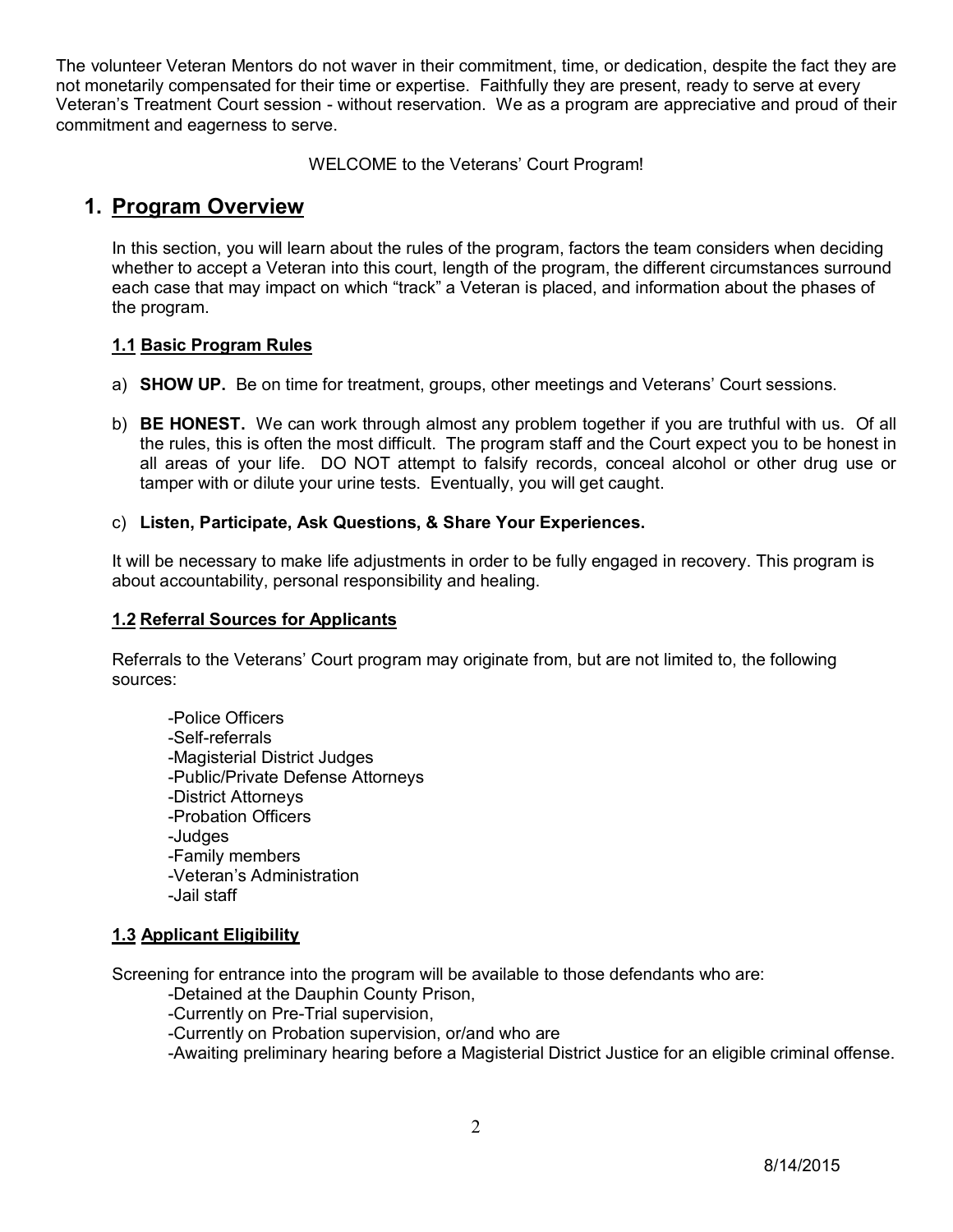The volunteer Veteran Mentors do not waver in their commitment, time, or dedication, despite the fact they are not monetarily compensated for their time or expertise. Faithfully they are present, ready to serve at every Veteran's Treatment Court session - without reservation. We as a program are appreciative and proud of their commitment and eagerness to serve.

WELCOME to the Veterans' Court Program!

## 1. Program Overview

In this section, you will learn about the rules of the program, factors the team considers when deciding whether to accept a Veteran into this court, length of the program, the different circumstances surround each case that may impact on which "track" a Veteran is placed, and information about the phases of the program.

### 1.1 Basic Program Rules

a) **SHOW UP.** Be on time for treatment, groups, other meetings and Veterans' Court sessions.

b) **BE HONEST.** We can work through almost any problem together if you are truthful with us. Of all the rules, this is often the most difficult. The program staff and the Court expect you to be honest in all areas of your life. DO NOT attempt to falsify records, conceal alcohol or other drug use or tamper with or dilute your urine tests. Eventually, you will get caught.

c) **Listen, Participate, Ask Questions, & Share Your Experiences.**

It will be necessary to make life adjustments in order to be fully engaged in recovery. This program is about accountability, personal responsibility and healing.

### 1.2 Referral Sources for Applicants

Referrals to the Veterans' Court program may originate from, but are not limited to, the following sources:

- -Police Officers
- -Self-referrals
- -Magisterial District Judges
- -Public/Private Defense Attorneys
- -District Attorneys
- -Probation Officers
- -Judges
- -Family members
- -Veteran's Administration
- -Jail staff

### 1.3 Applicant Eligibility

Screening for entrance into the program will be available to those defendants who are:

- -Detained at the Dauphin County Prison,
- -Currently on Pre-Trial supervision,
- -Currently on Probation supervision, or/and who are
- -Awaiting preliminary hearing before a Magisterial District Justice for an eligible criminal offense.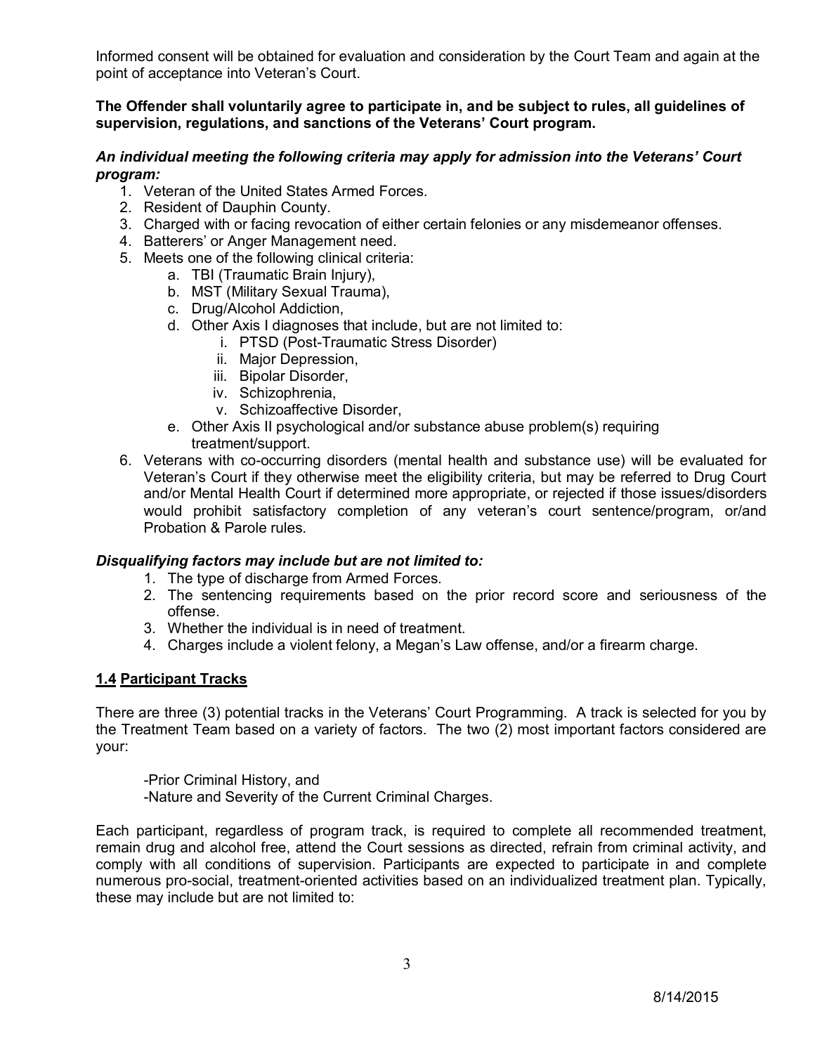Informed consent will be obtained for evaluation and consideration by the Court Team and again at the point of acceptance into Veteran's Court.

**The Offender shall voluntarily agree to participate in, and be subject to rules, all guidelines of supervision, regulations, and sanctions of the Veterans' Court program.**

***An individual meeting the following criteria may apply for admission into the Veterans' Court program:***

1. Veteran of the United States Armed Forces.
2. Resident of Dauphin County.
3. Charged with or facing revocation of either certain felonies or any misdemeanor offenses.
4. Batterers' or Anger Management need.
5. Meets one of the following clinical criteria:
   a. TBI (Traumatic Brain Injury),
   b. MST (Military Sexual Trauma),
   c. Drug/Alcohol Addiction,
   d. Other Axis I diagnoses that include, but are not limited to:
      i. PTSD (Post-Traumatic Stress Disorder)
      ii. Major Depression,
      iii. Bipolar Disorder,
      iv. Schizophrenia,
      v. Schizoaffective Disorder,
   e. Other Axis II psychological and/or substance abuse problem(s) requiring treatment/support.
6. Veterans with co-occurring disorders (mental health and substance use) will be evaluated for Veteran's Court if they otherwise meet the eligibility criteria, but may be referred to Drug Court and/or Mental Health Court if determined more appropriate, or rejected if those issues/disorders would prohibit satisfactory completion of any veteran's court sentence/program, or/and Probation & Parole rules.

***Disqualifying factors may include but are not limited to:***

1. The type of discharge from Armed Forces.
2. The sentencing requirements based on the prior record score and seriousness of the offense.
3. Whether the individual is in need of treatment.
4. Charges include a violent felony, a Megan's Law offense, and/or a firearm charge.

## **1.4 Participant Tracks**

There are three (3) potential tracks in the Veterans' Court Programming. A track is selected for you by the Treatment Team based on a variety of factors. The two (2) most important factors considered are your:

-Prior Criminal History, and
-Nature and Severity of the Current Criminal Charges.

Each participant, regardless of program track, is required to complete all recommended treatment, remain drug and alcohol free, attend the Court sessions as directed, refrain from criminal activity, and comply with all conditions of supervision. Participants are expected to participate in and complete numerous pro-social, treatment-oriented activities based on an individualized treatment plan. Typically, these may include but are not limited to: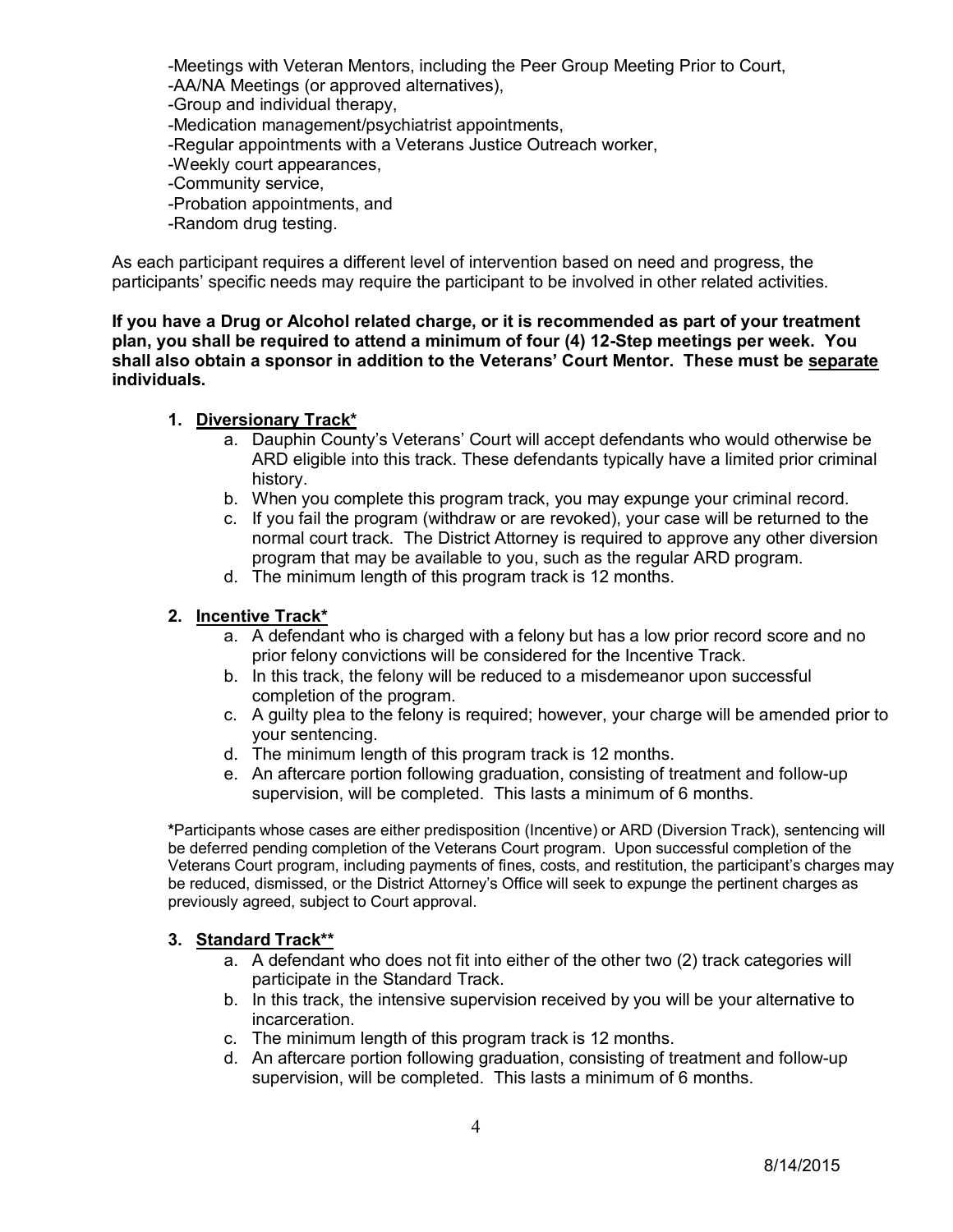-Meetings with Veteran Mentors, including the Peer Group Meeting Prior to Court,
-AA/NA Meetings (or approved alternatives),
-Group and individual therapy,
-Medication management/psychiatrist appointments,
-Regular appointments with a Veterans Justice Outreach worker,
-Weekly court appearances,
-Community service,
-Probation appointments, and
-Random drug testing.

As each participant requires a different level of intervention based on need and progress, the participants' specific needs may require the participant to be involved in other related activities.

**If you have a Drug or Alcohol related charge, or it is recommended as part of your treatment plan, you shall be required to attend a minimum of four (4) 12-Step meetings per week. You shall also obtain a sponsor in addition to the Veterans' Court Mentor. These must be <u>separate</u> individuals.**

1. **<u>Diversionary Track</u>***
   a. Dauphin County's Veterans' Court will accept defendants who would otherwise be ARD eligible into this track. These defendants typically have a limited prior criminal history.
   b. When you complete this program track, you may expunge your criminal record.
   c. If you fail the program (withdraw or are revoked), your case will be returned to the normal court track. The District Attorney is required to approve any other diversion program that may be available to you, such as the regular ARD program.
   d. The minimum length of this program track is 12 months.

2. **<u>Incentive Track</u>***
   a. A defendant who is charged with a felony but has a low prior record score and no prior felony convictions will be considered for the Incentive Track.
   b. In this track, the felony will be reduced to a misdemeanor upon successful completion of the program.
   c. A guilty plea to the felony is required; however, your charge will be amended prior to your sentencing.
   d. The minimum length of this program track is 12 months.
   e. An aftercare portion following graduation, consisting of treatment and follow-up supervision, will be completed. This lasts a minimum of 6 months.

**\***Participants whose cases are either predisposition (Incentive) or ARD (Diversion Track), sentencing will be deferred pending completion of the Veterans Court program. Upon successful completion of the Veterans Court program, including payments of fines, costs, and restitution, the participant's charges may be reduced, dismissed, or the District Attorney's Office will seek to expunge the pertinent charges as previously agreed, subject to Court approval.

3. **<u>Standard Track</u>****
   a. A defendant who does not fit into either of the other two (2) track categories will participate in the Standard Track.
   b. In this track, the intensive supervision received by you will be your alternative to incarceration.
   c. The minimum length of this program track is 12 months.
   d. An aftercare portion following graduation, consisting of treatment and follow-up supervision, will be completed. This lasts a minimum of 6 months.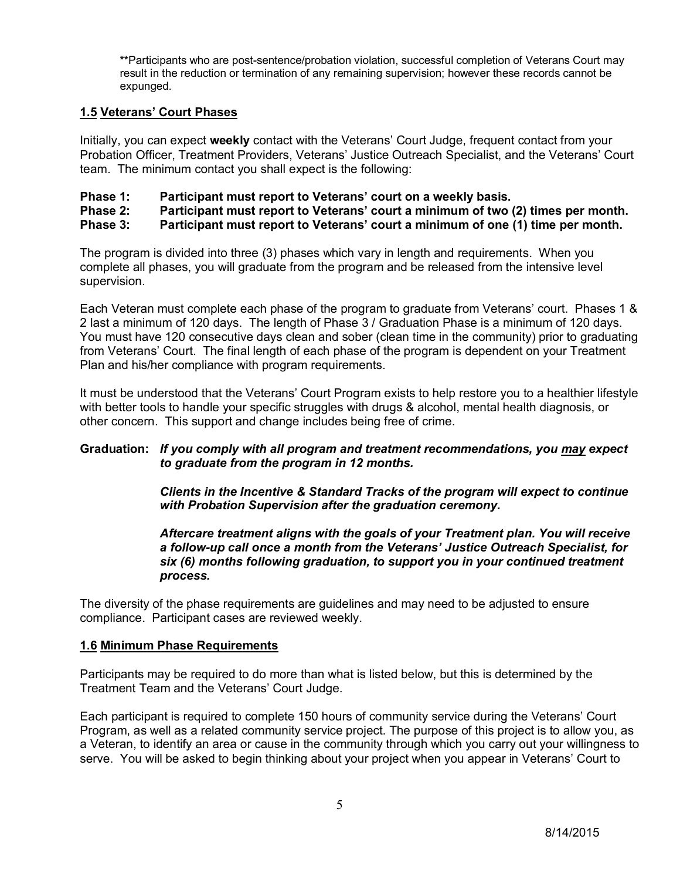**Participants who are post-sentence/probation violation, successful completion of Veterans Court may result in the reduction or termination of any remaining supervision; however these records cannot be expunged.

## 1.5 Veterans' Court Phases

Initially, you can expect **weekly** contact with the Veterans' Court Judge, frequent contact from your Probation Officer, Treatment Providers, Veterans' Justice Outreach Specialist, and the Veterans' Court team. The minimum contact you shall expect is the following:

**Phase 1: Participant must report to Veterans' court on a weekly basis.**
**Phase 2: Participant must report to Veterans' court a minimum of two (2) times per month.**
**Phase 3: Participant must report to Veterans' court a minimum of one (1) time per month.**

The program is divided into three (3) phases which vary in length and requirements. When you complete all phases, you will graduate from the program and be released from the intensive level supervision.

Each Veteran must complete each phase of the program to graduate from Veterans' court. Phases 1 & 2 last a minimum of 120 days. The length of Phase 3 / Graduation Phase is a minimum of 120 days. You must have 120 consecutive days clean and sober (clean time in the community) prior to graduating from Veterans' Court. The final length of each phase of the program is dependent on your Treatment Plan and his/her compliance with program requirements.

It must be understood that the Veterans' Court Program exists to help restore you to a healthier lifestyle with better tools to handle your specific struggles with drugs & alcohol, mental health diagnosis, or other concern. This support and change includes being free of crime.

**Graduation:** ***If you comply with all program and treatment recommendations, you <u>may</u> expect to graduate from the program in 12 months.***

***Clients in the Incentive & Standard Tracks of the program will expect to continue with Probation Supervision after the graduation ceremony.***

***Aftercare treatment aligns with the goals of your Treatment plan. You will receive a follow-up call once a month from the Veterans' Justice Outreach Specialist, for six (6) months following graduation, to support you in your continued treatment process.***

The diversity of the phase requirements are guidelines and may need to be adjusted to ensure compliance. Participant cases are reviewed weekly.

## 1.6 Minimum Phase Requirements

Participants may be required to do more than what is listed below, but this is determined by the Treatment Team and the Veterans' Court Judge.

Each participant is required to complete 150 hours of community service during the Veterans' Court Program, as well as a related community service project. The purpose of this project is to allow you, as a Veteran, to identify an area or cause in the community through which you carry out your willingness to serve. You will be asked to begin thinking about your project when you appear in Veterans' Court to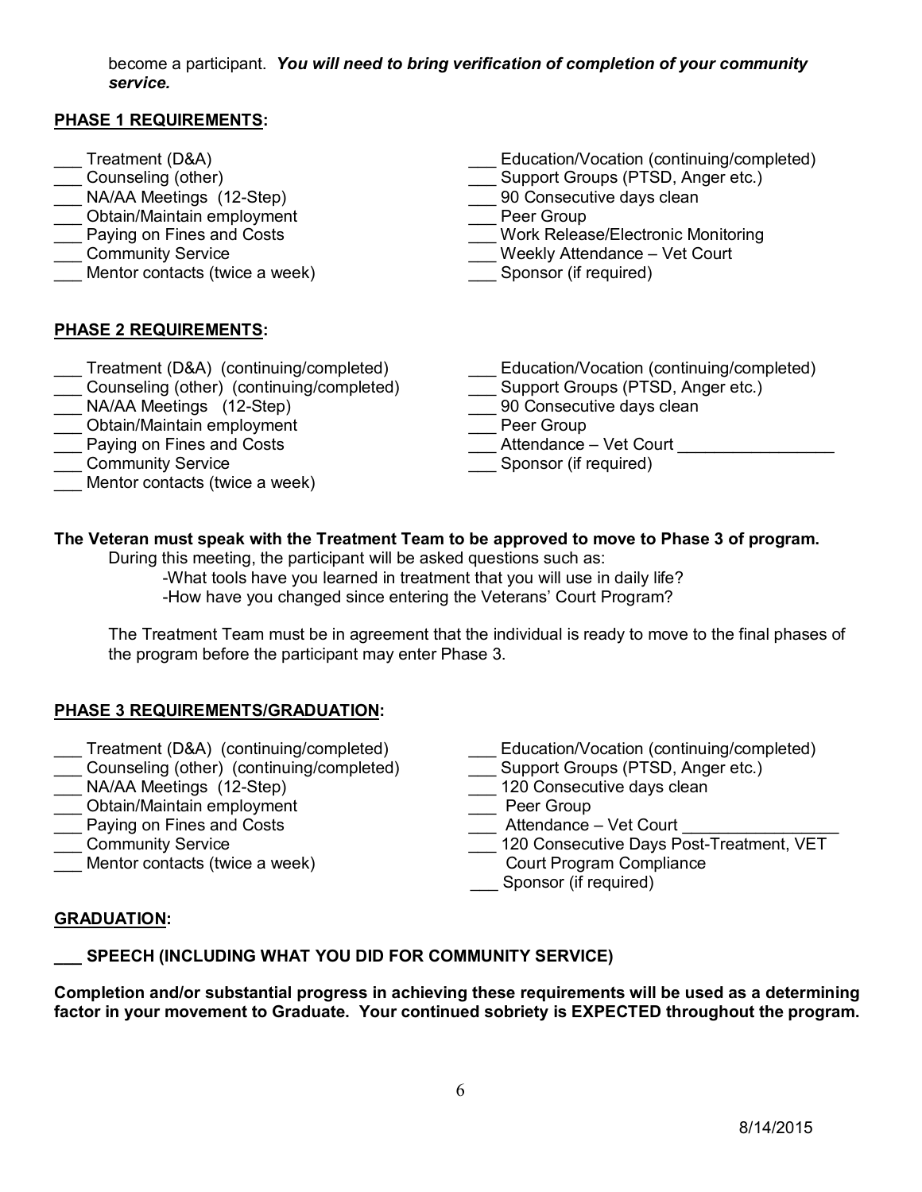become a participant. ***You will need to bring verification of completion of your community service.***

**PHASE 1 REQUIREMENTS:**

- ___ Treatment (D&A)
- ___ Counseling (other)
- ___ NA/AA Meetings (12-Step)
- ___ Obtain/Maintain employment
- ___ Paying on Fines and Costs
- ___ Community Service
- ___ Mentor contacts (twice a week)
- ___ Education/Vocation (continuing/completed)
- ___ Support Groups (PTSD, Anger etc.)
- ___ 90 Consecutive days clean
- ___ Peer Group
- ___ Work Release/Electronic Monitoring
- ___ Weekly Attendance – Vet Court
- ___ Sponsor (if required)

**PHASE 2 REQUIREMENTS:**

- ___ Treatment (D&A) (continuing/completed)
- ___ Counseling (other) (continuing/completed)
- ___ NA/AA Meetings (12-Step)
- ___ Obtain/Maintain employment
- ___ Paying on Fines and Costs
- ___ Community Service
- ___ Mentor contacts (twice a week)
- ___ Education/Vocation (continuing/completed)
- ___ Support Groups (PTSD, Anger etc.)
- ___ 90 Consecutive days clean
- ___ Peer Group
- ___ Attendance – Vet Court ________________
- ___ Sponsor (if required)

**The Veteran must speak with the Treatment Team to be approved to move to Phase 3 of program.**

During this meeting, the participant will be asked questions such as:

-What tools have you learned in treatment that you will use in daily life?
-How have you changed since entering the Veterans' Court Program?

The Treatment Team must be in agreement that the individual is ready to move to the final phases of the program before the participant may enter Phase 3.

**PHASE 3 REQUIREMENTS/GRADUATION:**

- ___ Treatment (D&A) (continuing/completed)
- ___ Counseling (other) (continuing/completed)
- ___ NA/AA Meetings (12-Step)
- ___ Obtain/Maintain employment
- ___ Paying on Fines and Costs
- ___ Community Service
- ___ Mentor contacts (twice a week)
- ___ Education/Vocation (continuing/completed)
- ___ Support Groups (PTSD, Anger etc.)
- ___ 120 Consecutive days clean
- ___ Peer Group
- ___ Attendance – Vet Court ________________
- ___ 120 Consecutive Days Post-Treatment, VET Court Program Compliance
- ___ Sponsor (if required)

**GRADUATION:**

**___ SPEECH (INCLUDING WHAT YOU DID FOR COMMUNITY SERVICE)**

**Completion and/or substantial progress in achieving these requirements will be used as a determining factor in your movement to Graduate. Your continued sobriety is EXPECTED throughout the program.**

8/14/2015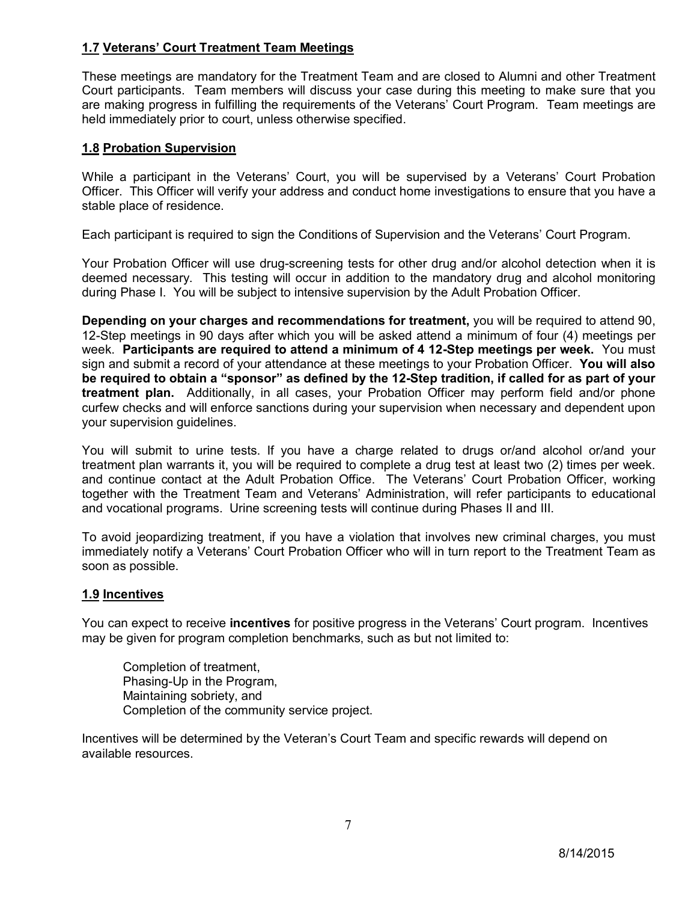## **1.7 Veterans' Court Treatment Team Meetings**

These meetings are mandatory for the Treatment Team and are closed to Alumni and other Treatment Court participants. Team members will discuss your case during this meeting to make sure that you are making progress in fulfilling the requirements of the Veterans' Court Program. Team meetings are held immediately prior to court, unless otherwise specified.

## **1.8 Probation Supervision**

While a participant in the Veterans' Court, you will be supervised by a Veterans' Court Probation Officer. This Officer will verify your address and conduct home investigations to ensure that you have a stable place of residence.

Each participant is required to sign the Conditions of Supervision and the Veterans' Court Program.

Your Probation Officer will use drug-screening tests for other drug and/or alcohol detection when it is deemed necessary. This testing will occur in addition to the mandatory drug and alcohol monitoring during Phase I. You will be subject to intensive supervision by the Adult Probation Officer.

**Depending on your charges and recommendations for treatment,** you will be required to attend 90, 12-Step meetings in 90 days after which you will be asked attend a minimum of four (4) meetings per week. **Participants are required to attend a minimum of 4 12-Step meetings per week.** You must sign and submit a record of your attendance at these meetings to your Probation Officer. **You will also be required to obtain a "sponsor" as defined by the 12-Step tradition, if called for as part of your treatment plan.** Additionally, in all cases, your Probation Officer may perform field and/or phone curfew checks and will enforce sanctions during your supervision when necessary and dependent upon your supervision guidelines.

You will submit to urine tests. If you have a charge related to drugs or/and alcohol or/and your treatment plan warrants it, you will be required to complete a drug test at least two (2) times per week. and continue contact at the Adult Probation Office. The Veterans' Court Probation Officer, working together with the Treatment Team and Veterans' Administration, will refer participants to educational and vocational programs. Urine screening tests will continue during Phases II and III.

To avoid jeopardizing treatment, if you have a violation that involves new criminal charges, you must immediately notify a Veterans' Court Probation Officer who will in turn report to the Treatment Team as soon as possible.

## **1.9 Incentives**

You can expect to receive **incentives** for positive progress in the Veterans' Court program. Incentives may be given for program completion benchmarks, such as but not limited to:

Completion of treatment,  
Phasing-Up in the Program,  
Maintaining sobriety, and  
Completion of the community service project.

Incentives will be determined by the Veteran's Court Team and specific rewards will depend on available resources.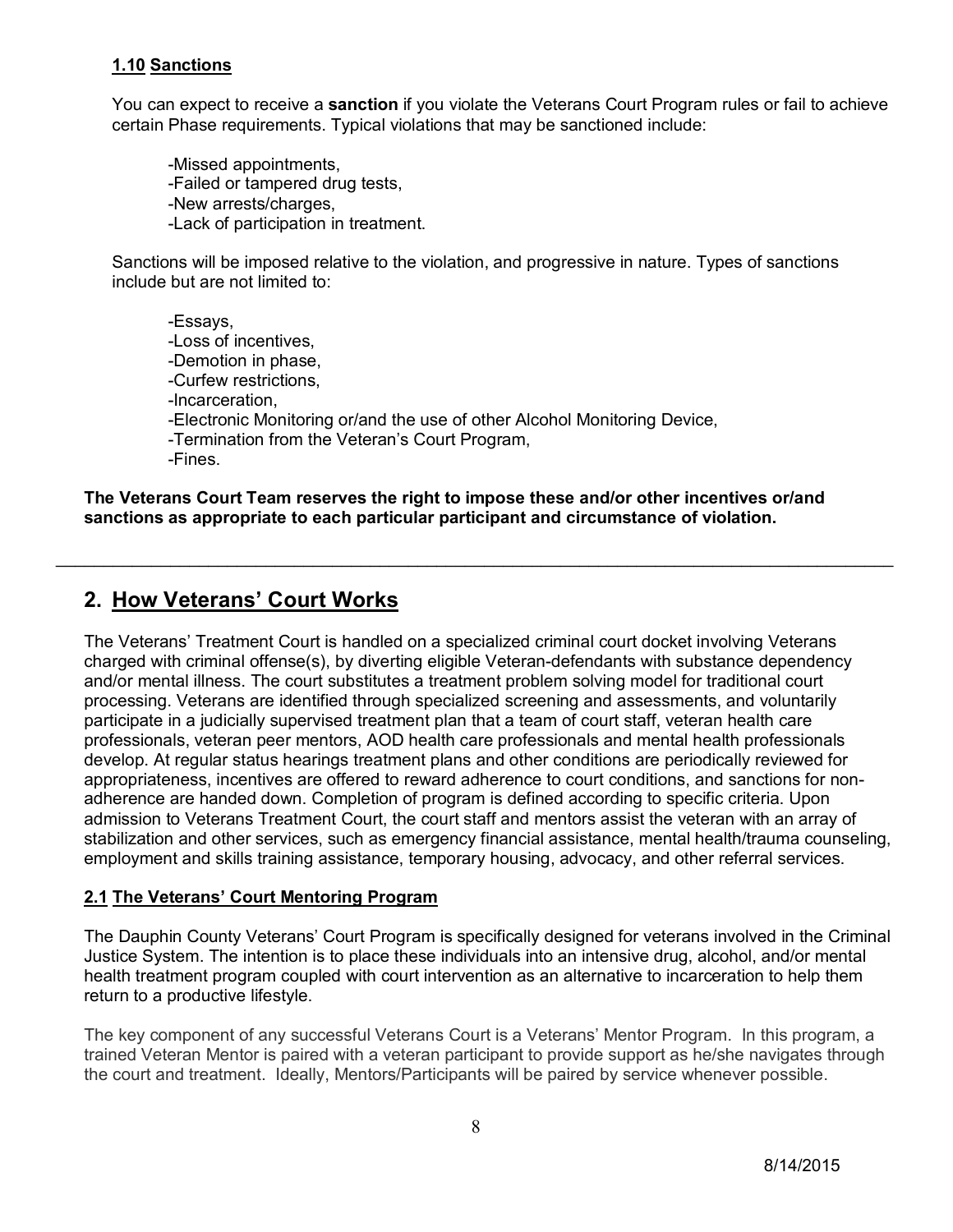### 1.10 Sanctions

You can expect to receive a **sanction** if you violate the Veterans Court Program rules or fail to achieve certain Phase requirements. Typical violations that may be sanctioned include:

- Missed appointments,
- Failed or tampered drug tests,
- New arrests/charges,
- Lack of participation in treatment.

Sanctions will be imposed relative to the violation, and progressive in nature. Types of sanctions include but are not limited to:

- Essays,
- Loss of incentives,
- Demotion in phase,
- Curfew restrictions,
- Incarceration,
- Electronic Monitoring or/and the use of other Alcohol Monitoring Device,
- Termination from the Veteran's Court Program,
- Fines.

**The Veterans Court Team reserves the right to impose these and/or other incentives or/and sanctions as appropriate to each particular participant and circumstance of violation.**

---

## 2. How Veterans' Court Works

The Veterans' Treatment Court is handled on a specialized criminal court docket involving Veterans charged with criminal offense(s), by diverting eligible Veteran-defendants with substance dependency and/or mental illness. The court substitutes a treatment problem solving model for traditional court processing. Veterans are identified through specialized screening and assessments, and voluntarily participate in a judicially supervised treatment plan that a team of court staff, veteran health care professionals, veteran peer mentors, AOD health care professionals and mental health professionals develop. At regular status hearings treatment plans and other conditions are periodically reviewed for appropriateness, incentives are offered to reward adherence to court conditions, and sanctions for non-adherence are handed down. Completion of program is defined according to specific criteria. Upon admission to Veterans Treatment Court, the court staff and mentors assist the veteran with an array of stabilization and other services, such as emergency financial assistance, mental health/trauma counseling, employment and skills training assistance, temporary housing, advocacy, and other referral services.

### 2.1 The Veterans' Court Mentoring Program

The Dauphin County Veterans' Court Program is specifically designed for veterans involved in the Criminal Justice System. The intention is to place these individuals into an intensive drug, alcohol, and/or mental health treatment program coupled with court intervention as an alternative to incarceration to help them return to a productive lifestyle.

The key component of any successful Veterans Court is a Veterans' Mentor Program. In this program, a trained Veteran Mentor is paired with a veteran participant to provide support as he/she navigates through the court and treatment. Ideally, Mentors/Participants will be paired by service whenever possible.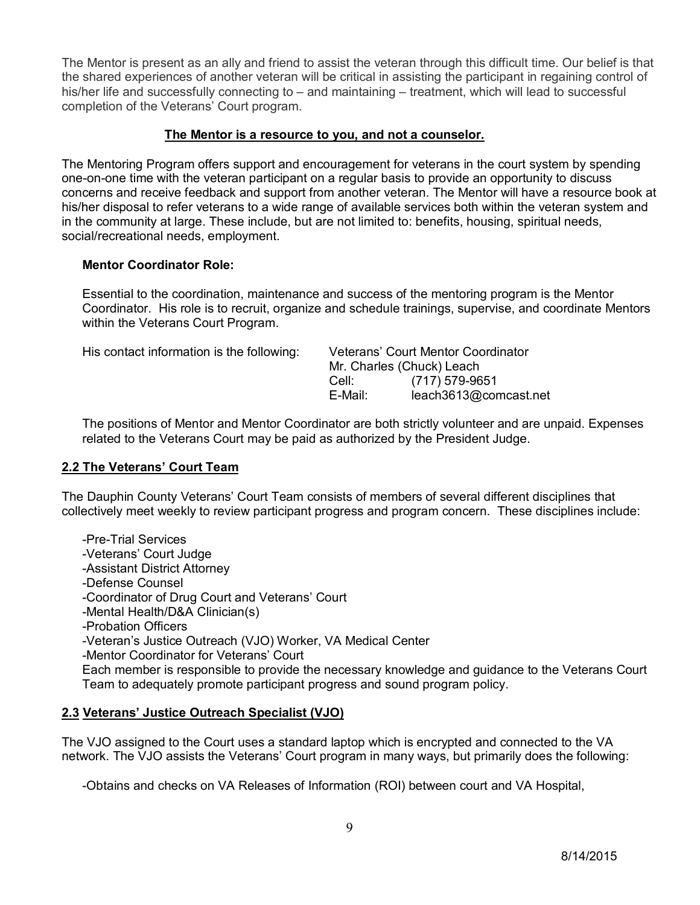The Mentor is present as an ally and friend to assist the veteran through this difficult time. Our belief is that the shared experiences of another veteran will be critical in assisting the participant in regaining control of his/her life and successfully connecting to – and maintaining – treatment, which will lead to successful completion of the Veterans' Court program.

**The Mentor is a resource to you, and not a counselor.**

The Mentoring Program offers support and encouragement for veterans in the court system by spending one-on-one time with the veteran participant on a regular basis to provide an opportunity to discuss concerns and receive feedback and support from another veteran. The Mentor will have a resource book at his/her disposal to refer veterans to a wide range of available services both within the veteran system and in the community at large. These include, but are not limited to: benefits, housing, spiritual needs, social/recreational needs, employment.

**Mentor Coordinator Role:**

Essential to the coordination, maintenance and success of the mentoring program is the Mentor Coordinator. His role is to recruit, organize and schedule trainings, supervise, and coordinate Mentors within the Veterans Court Program.

His contact information is the following:

Veterans' Court Mentor Coordinator
Mr. Charles (Chuck) Leach
Cell: (717) 579-9651
E-Mail: leach3613@comcast.net

The positions of Mentor and Mentor Coordinator are both strictly volunteer and are unpaid. Expenses related to the Veterans Court may be paid as authorized by the President Judge.

## 2.2 The Veterans' Court Team

The Dauphin County Veterans' Court Team consists of members of several different disciplines that collectively meet weekly to review participant progress and program concern. These disciplines include:

-Pre-Trial Services
-Veterans' Court Judge
-Assistant District Attorney
-Defense Counsel
-Coordinator of Drug Court and Veterans' Court
-Mental Health/D&A Clinician(s)
-Probation Officers
-Veteran's Justice Outreach (VJO) Worker, VA Medical Center
-Mentor Coordinator for Veterans' Court

Each member is responsible to provide the necessary knowledge and guidance to the Veterans Court Team to adequately promote participant progress and sound program policy.

## 2.3 Veterans' Justice Outreach Specialist (VJO)

The VJO assigned to the Court uses a standard laptop which is encrypted and connected to the VA network. The VJO assists the Veterans' Court program in many ways, but primarily does the following:

-Obtains and checks on VA Releases of Information (ROI) between court and VA Hospital,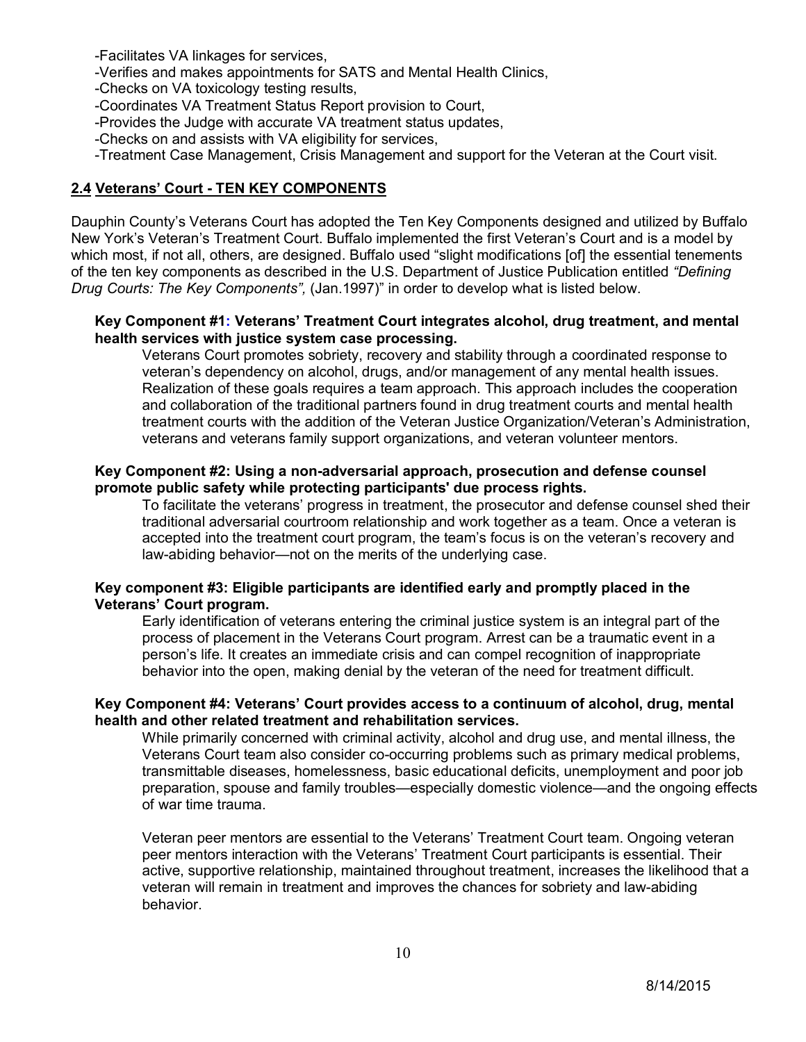- Facilitates VA linkages for services,
- Verifies and makes appointments for SATS and Mental Health Clinics,
- Checks on VA toxicology testing results,
- Coordinates VA Treatment Status Report provision to Court,
- Provides the Judge with accurate VA treatment status updates,
- Checks on and assists with VA eligibility for services,
- Treatment Case Management, Crisis Management and support for the Veteran at the Court visit.

## 2.4 Veterans' Court - TEN KEY COMPONENTS

Dauphin County's Veterans Court has adopted the Ten Key Components designed and utilized by Buffalo New York's Veteran's Treatment Court. Buffalo implemented the first Veteran's Court and is a model by which most, if not all, others, are designed. Buffalo used "slight modifications [of] the essential tenements of the ten key components as described in the U.S. Department of Justice Publication entitled *"Defining Drug Courts: The Key Components",* (Jan.1997)" in order to develop what is listed below.

**Key Component #1: Veterans' Treatment Court integrates alcohol, drug treatment, and mental health services with justice system case processing.**

Veterans Court promotes sobriety, recovery and stability through a coordinated response to veteran's dependency on alcohol, drugs, and/or management of any mental health issues. Realization of these goals requires a team approach. This approach includes the cooperation and collaboration of the traditional partners found in drug treatment courts and mental health treatment courts with the addition of the Veteran Justice Organization/Veteran's Administration, veterans and veterans family support organizations, and veteran volunteer mentors.

**Key Component #2: Using a non-adversarial approach, prosecution and defense counsel promote public safety while protecting participants' due process rights.**

To facilitate the veterans' progress in treatment, the prosecutor and defense counsel shed their traditional adversarial courtroom relationship and work together as a team. Once a veteran is accepted into the treatment court program, the team's focus is on the veteran's recovery and law-abiding behavior—not on the merits of the underlying case.

**Key component #3: Eligible participants are identified early and promptly placed in the Veterans' Court program.**

Early identification of veterans entering the criminal justice system is an integral part of the process of placement in the Veterans Court program. Arrest can be a traumatic event in a person's life. It creates an immediate crisis and can compel recognition of inappropriate behavior into the open, making denial by the veteran of the need for treatment difficult.

**Key Component #4: Veterans' Court provides access to a continuum of alcohol, drug, mental health and other related treatment and rehabilitation services.**

While primarily concerned with criminal activity, alcohol and drug use, and mental illness, the Veterans Court team also consider co-occurring problems such as primary medical problems, transmittable diseases, homelessness, basic educational deficits, unemployment and poor job preparation, spouse and family troubles—especially domestic violence—and the ongoing effects of war time trauma.

Veteran peer mentors are essential to the Veterans' Treatment Court team. Ongoing veteran peer mentors interaction with the Veterans' Treatment Court participants is essential. Their active, supportive relationship, maintained throughout treatment, increases the likelihood that a veteran will remain in treatment and improves the chances for sobriety and law-abiding behavior.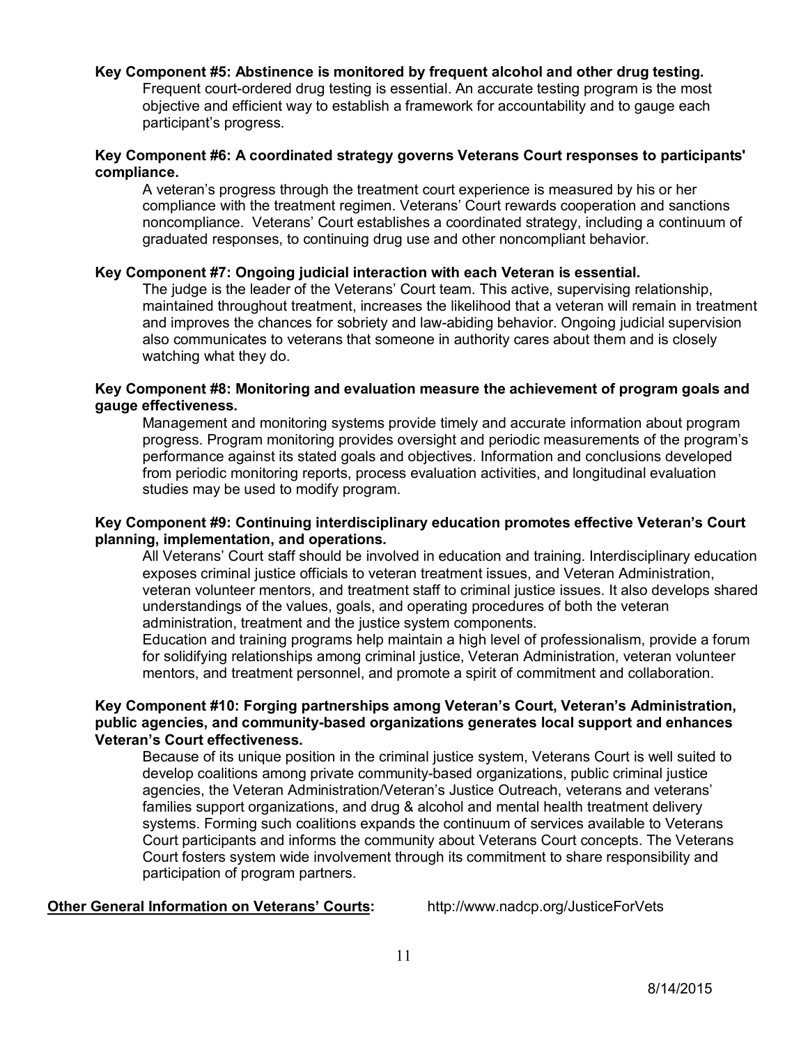**Key Component #5: Abstinence is monitored by frequent alcohol and other drug testing.**

Frequent court-ordered drug testing is essential. An accurate testing program is the most objective and efficient way to establish a framework for accountability and to gauge each participant's progress.

**Key Component #6: A coordinated strategy governs Veterans Court responses to participants' compliance.**

A veteran's progress through the treatment court experience is measured by his or her compliance with the treatment regimen. Veterans' Court rewards cooperation and sanctions noncompliance. Veterans' Court establishes a coordinated strategy, including a continuum of graduated responses, to continuing drug use and other noncompliant behavior.

**Key Component #7: Ongoing judicial interaction with each Veteran is essential.**

The judge is the leader of the Veterans' Court team. This active, supervising relationship, maintained throughout treatment, increases the likelihood that a veteran will remain in treatment and improves the chances for sobriety and law-abiding behavior. Ongoing judicial supervision also communicates to veterans that someone in authority cares about them and is closely watching what they do.

**Key Component #8: Monitoring and evaluation measure the achievement of program goals and gauge effectiveness.**

Management and monitoring systems provide timely and accurate information about program progress. Program monitoring provides oversight and periodic measurements of the program's performance against its stated goals and objectives. Information and conclusions developed from periodic monitoring reports, process evaluation activities, and longitudinal evaluation studies may be used to modify program.

**Key Component #9: Continuing interdisciplinary education promotes effective Veteran's Court planning, implementation, and operations.**

All Veterans' Court staff should be involved in education and training. Interdisciplinary education exposes criminal justice officials to veteran treatment issues, and Veteran Administration, veteran volunteer mentors, and treatment staff to criminal justice issues. It also develops shared understandings of the values, goals, and operating procedures of both the veteran administration, treatment and the justice system components.

Education and training programs help maintain a high level of professionalism, provide a forum for solidifying relationships among criminal justice, Veteran Administration, veteran volunteer mentors, and treatment personnel, and promote a spirit of commitment and collaboration.

**Key Component #10: Forging partnerships among Veteran's Court, Veteran's Administration, public agencies, and community-based organizations generates local support and enhances Veteran's Court effectiveness.**

Because of its unique position in the criminal justice system, Veterans Court is well suited to develop coalitions among private community-based organizations, public criminal justice agencies, the Veteran Administration/Veteran's Justice Outreach, veterans and veterans' families support organizations, and drug & alcohol and mental health treatment delivery systems. Forming such coalitions expands the continuum of services available to Veterans Court participants and informs the community about Veterans Court concepts. The Veterans Court fosters system wide involvement through its commitment to share responsibility and participation of program partners.

**<u>Other General Information on Veterans' Courts</u>:** http://www.nadcp.org/JusticeForVets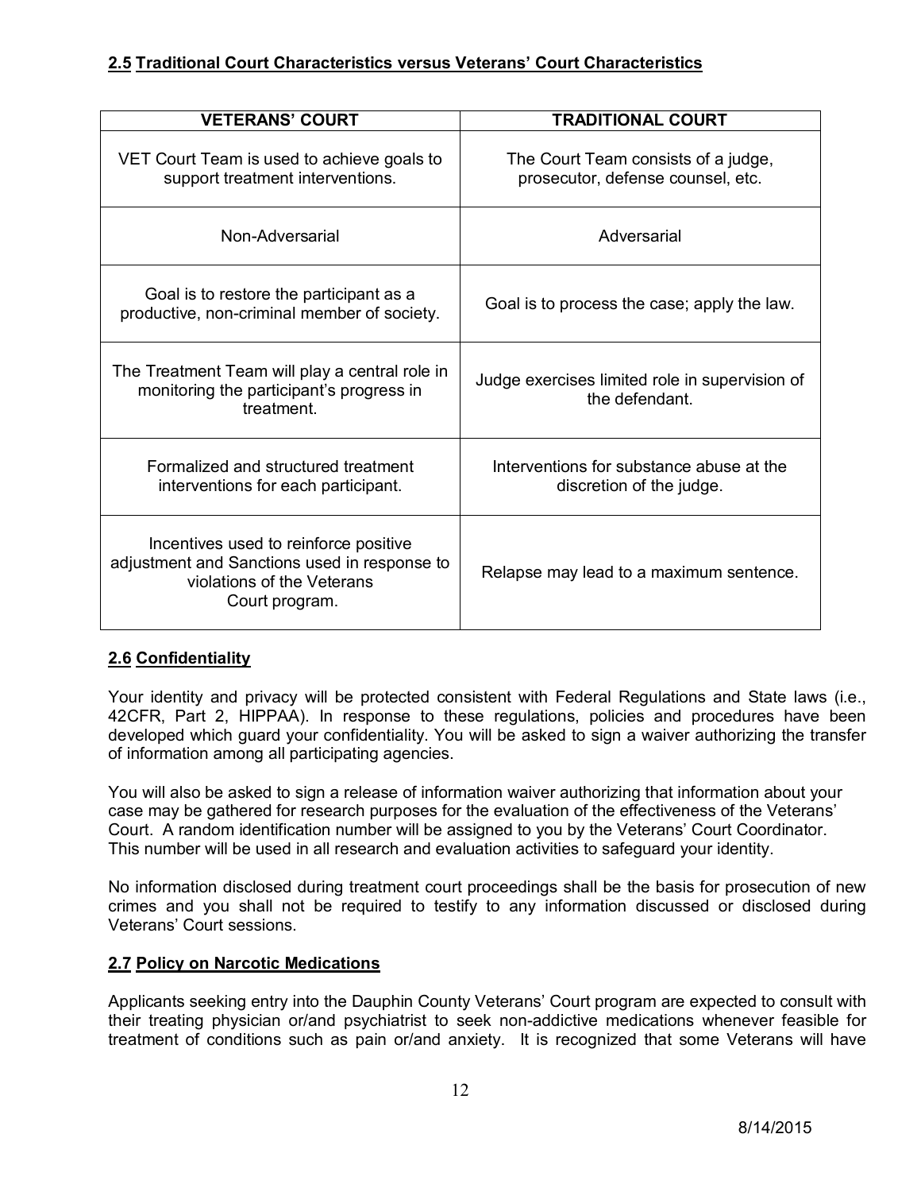## 2.5 Traditional Court Characteristics versus Veterans' Court Characteristics

| VETERANS' COURT | TRADITIONAL COURT |
|---|---|
| VET Court Team is used to achieve goals to support treatment interventions. | The Court Team consists of a judge, prosecutor, defense counsel, etc. |
| Non-Adversarial | Adversarial |
| Goal is to restore the participant as a productive, non-criminal member of society. | Goal is to process the case; apply the law. |
| The Treatment Team will play a central role in monitoring the participant's progress in treatment. | Judge exercises limited role in supervision of the defendant. |
| Formalized and structured treatment interventions for each participant. | Interventions for substance abuse at the discretion of the judge. |
| Incentives used to reinforce positive adjustment and Sanctions used in response to violations of the Veterans Court program. | Relapse may lead to a maximum sentence. |

## 2.6 Confidentiality

Your identity and privacy will be protected consistent with Federal Regulations and State laws (i.e., 42CFR, Part 2, HIPPAA). In response to these regulations, policies and procedures have been developed which guard your confidentiality. You will be asked to sign a waiver authorizing the transfer of information among all participating agencies.

You will also be asked to sign a release of information waiver authorizing that information about your case may be gathered for research purposes for the evaluation of the effectiveness of the Veterans' Court. A random identification number will be assigned to you by the Veterans' Court Coordinator. This number will be used in all research and evaluation activities to safeguard your identity.

No information disclosed during treatment court proceedings shall be the basis for prosecution of new crimes and you shall not be required to testify to any information discussed or disclosed during Veterans' Court sessions.

## 2.7 Policy on Narcotic Medications

Applicants seeking entry into the Dauphin County Veterans' Court program are expected to consult with their treating physician or/and psychiatrist to seek non-addictive medications whenever feasible for treatment of conditions such as pain or/and anxiety. It is recognized that some Veterans will have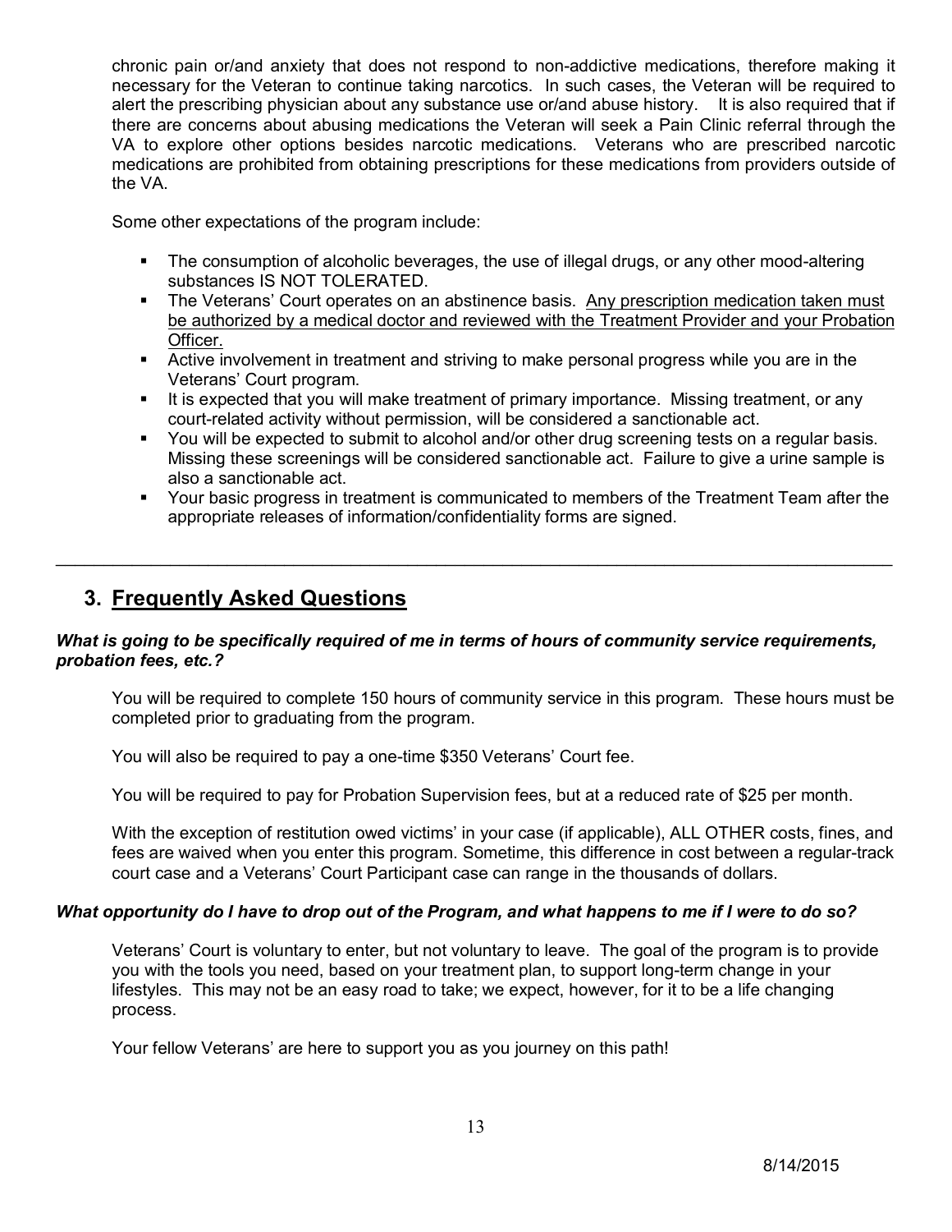chronic pain or/and anxiety that does not respond to non-addictive medications, therefore making it necessary for the Veteran to continue taking narcotics. In such cases, the Veteran will be required to alert the prescribing physician about any substance use or/and abuse history. It is also required that if there are concerns about abusing medications the Veteran will seek a Pain Clinic referral through the VA to explore other options besides narcotic medications. Veterans who are prescribed narcotic medications are prohibited from obtaining prescriptions for these medications from providers outside of the VA.

Some other expectations of the program include:

- The consumption of alcoholic beverages, the use of illegal drugs, or any other mood-altering substances IS NOT TOLERATED.
- The Veterans' Court operates on an abstinence basis. <u>Any prescription medication taken must be authorized by a medical doctor and reviewed with the Treatment Provider and your Probation Officer.</u>
- Active involvement in treatment and striving to make personal progress while you are in the Veterans' Court program.
- It is expected that you will make treatment of primary importance. Missing treatment, or any court-related activity without permission, will be considered a sanctionable act.
- You will be expected to submit to alcohol and/or other drug screening tests on a regular basis. Missing these screenings will be considered sanctionable act. Failure to give a urine sample is also a sanctionable act.
- Your basic progress in treatment is communicated to members of the Treatment Team after the appropriate releases of information/confidentiality forms are signed.

---

## 3. <u>Frequently Asked Questions</u>

***What is going to be specifically required of me in terms of hours of community service requirements, probation fees, etc.?***

You will be required to complete 150 hours of community service in this program. These hours must be completed prior to graduating from the program.

You will also be required to pay a one-time $350 Veterans' Court fee.

You will be required to pay for Probation Supervision fees, but at a reduced rate of $25 per month.

With the exception of restitution owed victims' in your case (if applicable), ALL OTHER costs, fines, and fees are waived when you enter this program. Sometime, this difference in cost between a regular-track court case and a Veterans' Court Participant case can range in the thousands of dollars.

***What opportunity do I have to drop out of the Program, and what happens to me if I were to do so?***

Veterans' Court is voluntary to enter, but not voluntary to leave. The goal of the program is to provide you with the tools you need, based on your treatment plan, to support long-term change in your lifestyles. This may not be an easy road to take; we expect, however, for it to be a life changing process.

Your fellow Veterans' are here to support you as you journey on this path!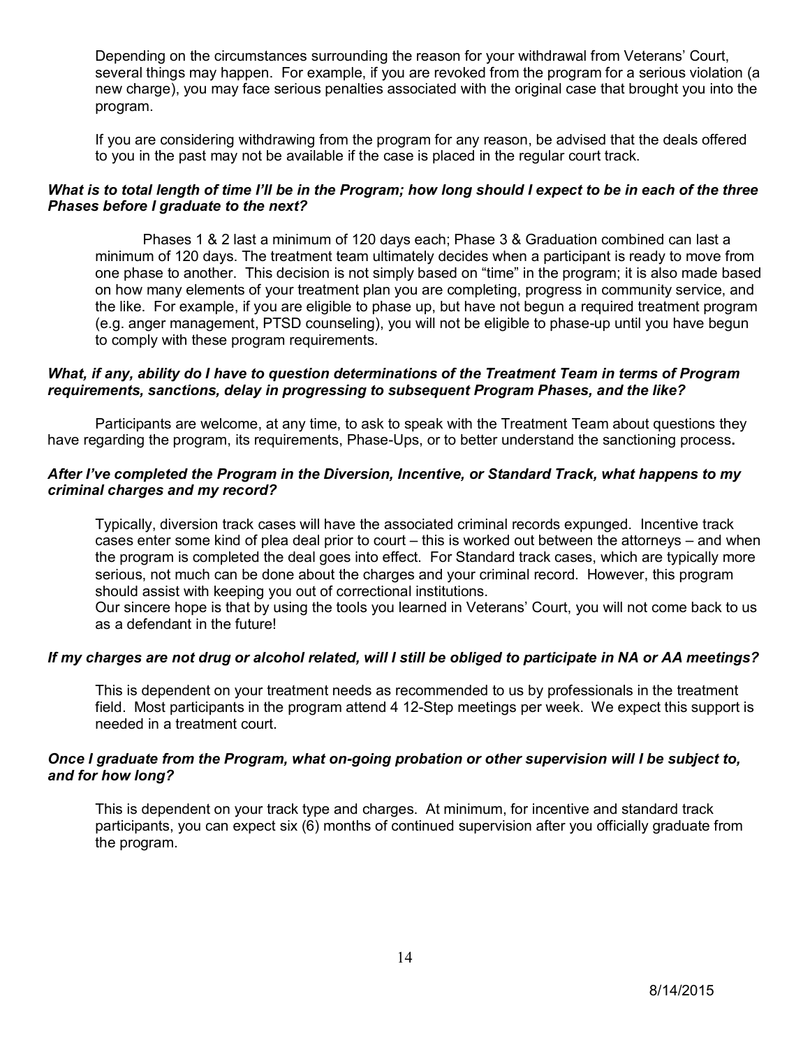Depending on the circumstances surrounding the reason for your withdrawal from Veterans' Court, several things may happen. For example, if you are revoked from the program for a serious violation (a new charge), you may face serious penalties associated with the original case that brought you into the program.

If you are considering withdrawing from the program for any reason, be advised that the deals offered to you in the past may not be available if the case is placed in the regular court track.

***What is to total length of time I'll be in the Program; how long should I expect to be in each of the three Phases before I graduate to the next?***

Phases 1 & 2 last a minimum of 120 days each; Phase 3 & Graduation combined can last a minimum of 120 days. The treatment team ultimately decides when a participant is ready to move from one phase to another. This decision is not simply based on "time" in the program; it is also made based on how many elements of your treatment plan you are completing, progress in community service, and the like. For example, if you are eligible to phase up, but have not begun a required treatment program (e.g. anger management, PTSD counseling), you will not be eligible to phase-up until you have begun to comply with these program requirements.

***What, if any, ability do I have to question determinations of the Treatment Team in terms of Program requirements, sanctions, delay in progressing to subsequent Program Phases, and the like?***

Participants are welcome, at any time, to ask to speak with the Treatment Team about questions they have regarding the program, its requirements, Phase-Ups, or to better understand the sanctioning process**.**

***After I've completed the Program in the Diversion, Incentive, or Standard Track, what happens to my criminal charges and my record?***

Typically, diversion track cases will have the associated criminal records expunged. Incentive track cases enter some kind of plea deal prior to court – this is worked out between the attorneys – and when the program is completed the deal goes into effect. For Standard track cases, which are typically more serious, not much can be done about the charges and your criminal record. However, this program should assist with keeping you out of correctional institutions.

Our sincere hope is that by using the tools you learned in Veterans' Court, you will not come back to us as a defendant in the future!

***If my charges are not drug or alcohol related, will I still be obliged to participate in NA or AA meetings?***

This is dependent on your treatment needs as recommended to us by professionals in the treatment field. Most participants in the program attend 4 12-Step meetings per week. We expect this support is needed in a treatment court.

***Once I graduate from the Program, what on-going probation or other supervision will I be subject to, and for how long?***

This is dependent on your track type and charges. At minimum, for incentive and standard track participants, you can expect six (6) months of continued supervision after you officially graduate from the program.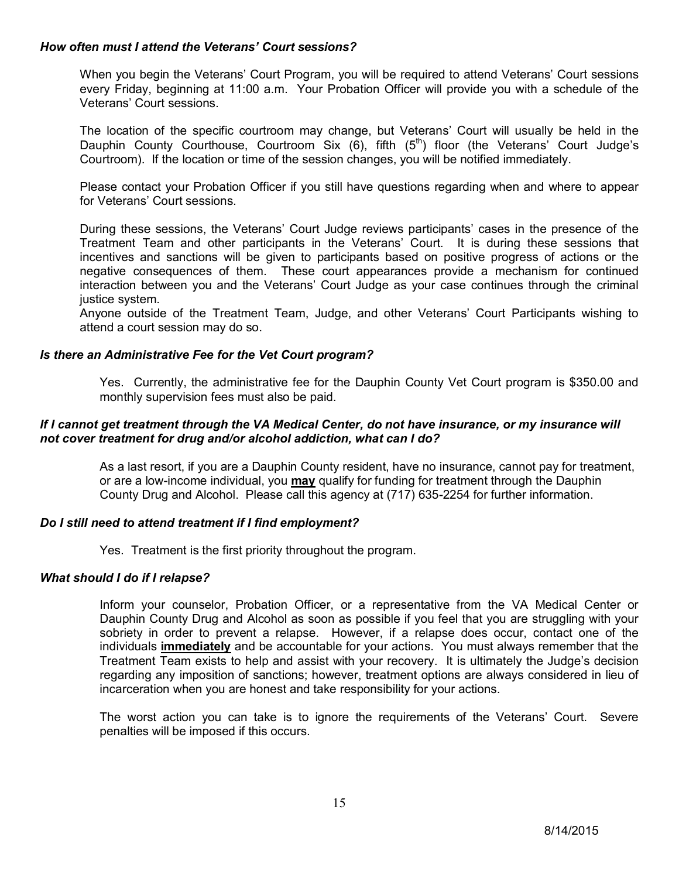***How often must I attend the Veterans' Court sessions?***

When you begin the Veterans' Court Program, you will be required to attend Veterans' Court sessions every Friday, beginning at 11:00 a.m. Your Probation Officer will provide you with a schedule of the Veterans' Court sessions.

The location of the specific courtroom may change, but Veterans' Court will usually be held in the Dauphin County Courthouse, Courtroom Six (6), fifth (5th) floor (the Veterans' Court Judge's Courtroom). If the location or time of the session changes, you will be notified immediately.

Please contact your Probation Officer if you still have questions regarding when and where to appear for Veterans' Court sessions.

During these sessions, the Veterans' Court Judge reviews participants' cases in the presence of the Treatment Team and other participants in the Veterans' Court. It is during these sessions that incentives and sanctions will be given to participants based on positive progress of actions or the negative consequences of them. These court appearances provide a mechanism for continued interaction between you and the Veterans' Court Judge as your case continues through the criminal justice system.
Anyone outside of the Treatment Team, Judge, and other Veterans' Court Participants wishing to attend a court session may do so.

***Is there an Administrative Fee for the Vet Court program?***

Yes. Currently, the administrative fee for the Dauphin County Vet Court program is $350.00 and monthly supervision fees must also be paid.

***If I cannot get treatment through the VA Medical Center, do not have insurance, or my insurance will not cover treatment for drug and/or alcohol addiction, what can I do?***

As a last resort, if you are a Dauphin County resident, have no insurance, cannot pay for treatment, or are a low-income individual, you **may** qualify for funding for treatment through the Dauphin County Drug and Alcohol. Please call this agency at (717) 635-2254 for further information.

***Do I still need to attend treatment if I find employment?***

Yes. Treatment is the first priority throughout the program.

***What should I do if I relapse?***

Inform your counselor, Probation Officer, or a representative from the VA Medical Center or Dauphin County Drug and Alcohol as soon as possible if you feel that you are struggling with your sobriety in order to prevent a relapse. However, if a relapse does occur, contact one of the individuals **immediately** and be accountable for your actions. You must always remember that the Treatment Team exists to help and assist with your recovery. It is ultimately the Judge's decision regarding any imposition of sanctions; however, treatment options are always considered in lieu of incarceration when you are honest and take responsibility for your actions.

The worst action you can take is to ignore the requirements of the Veterans' Court. Severe penalties will be imposed if this occurs.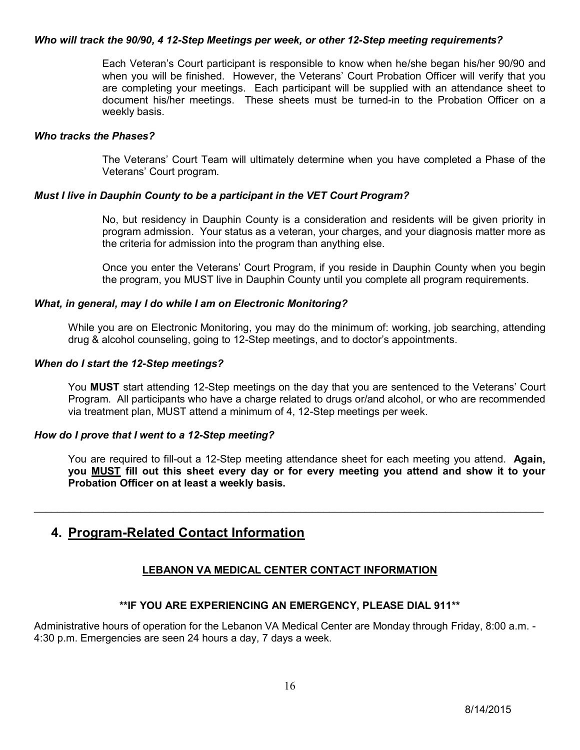***Who will track the 90/90, 4 12-Step Meetings per week, or other 12-Step meeting requirements?***

Each Veteran's Court participant is responsible to know when he/she began his/her 90/90 and when you will be finished. However, the Veterans' Court Probation Officer will verify that you are completing your meetings. Each participant will be supplied with an attendance sheet to document his/her meetings. These sheets must be turned-in to the Probation Officer on a weekly basis.

***Who tracks the Phases?***

The Veterans' Court Team will ultimately determine when you have completed a Phase of the Veterans' Court program.

***Must I live in Dauphin County to be a participant in the VET Court Program?***

No, but residency in Dauphin County is a consideration and residents will be given priority in program admission. Your status as a veteran, your charges, and your diagnosis matter more as the criteria for admission into the program than anything else.

Once you enter the Veterans' Court Program, if you reside in Dauphin County when you begin the program, you MUST live in Dauphin County until you complete all program requirements.

***What, in general, may I do while I am on Electronic Monitoring?***

While you are on Electronic Monitoring, you may do the minimum of: working, job searching, attending drug & alcohol counseling, going to 12-Step meetings, and to doctor's appointments.

***When do I start the 12-Step meetings?***

You **MUST** start attending 12-Step meetings on the day that you are sentenced to the Veterans' Court Program. All participants who have a charge related to drugs or/and alcohol, or who are recommended via treatment plan, MUST attend a minimum of 4, 12-Step meetings per week.

***How do I prove that I went to a 12-Step meeting?***

You are required to fill-out a 12-Step meeting attendance sheet for each meeting you attend. **Again, you <u>MUST</u> fill out this sheet every day or for every meeting you attend and show it to your Probation Officer on at least a weekly basis.**

---

## 4. <u>Program-Related Contact Information</u>

### <u>LEBANON VA MEDICAL CENTER CONTACT INFORMATION</u>

**\*\*IF YOU ARE EXPERIENCING AN EMERGENCY, PLEASE DIAL 911\*\***

Administrative hours of operation for the Lebanon VA Medical Center are Monday through Friday, 8:00 a.m. - 4:30 p.m. Emergencies are seen 24 hours a day, 7 days a week.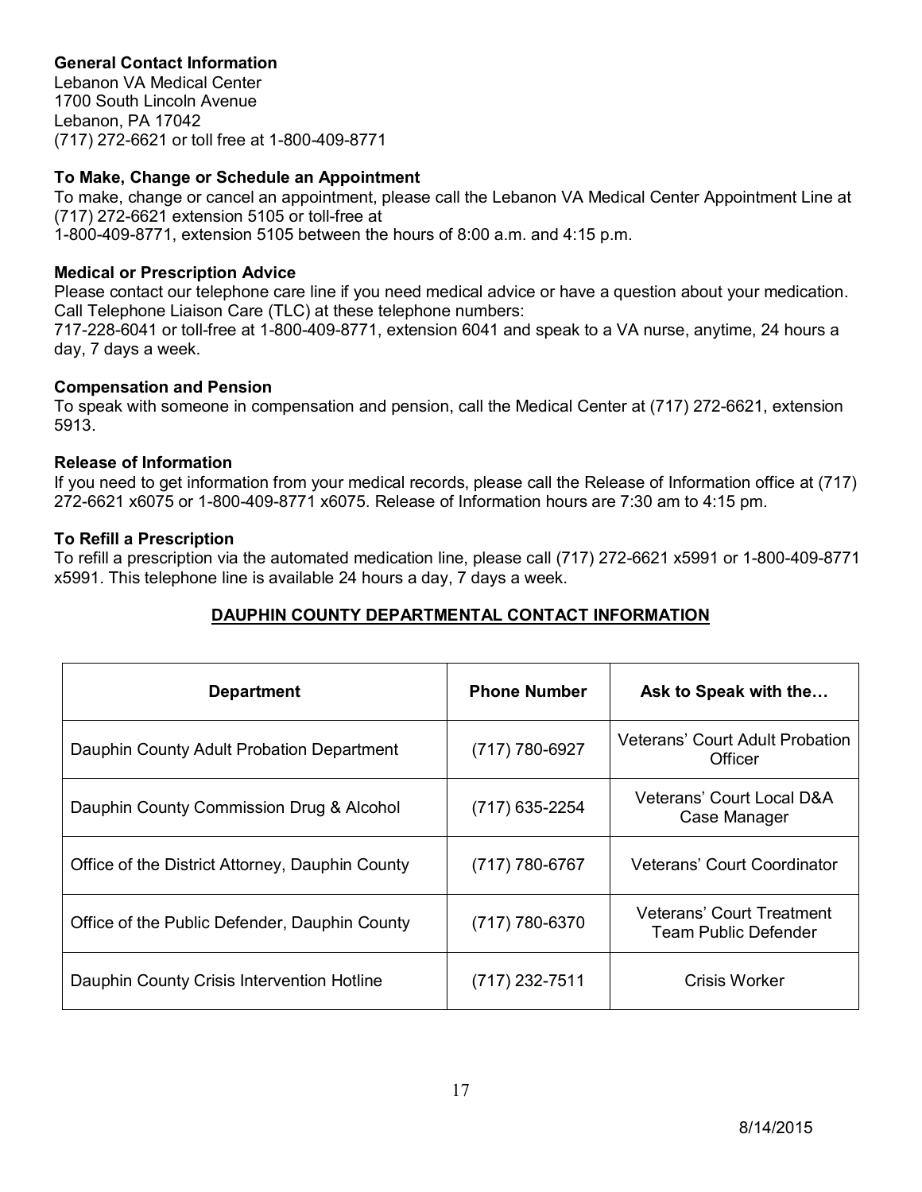**General Contact Information**
Lebanon VA Medical Center
1700 South Lincoln Avenue
Lebanon, PA 17042
(717) 272-6621 or toll free at 1-800-409-8771

**To Make, Change or Schedule an Appointment**
To make, change or cancel an appointment, please call the Lebanon VA Medical Center Appointment Line at (717) 272-6621 extension 5105 or toll-free at
1-800-409-8771, extension 5105 between the hours of 8:00 a.m. and 4:15 p.m.

**Medical or Prescription Advice**
Please contact our telephone care line if you need medical advice or have a question about your medication. Call Telephone Liaison Care (TLC) at these telephone numbers:
717-228-6041 or toll-free at 1-800-409-8771, extension 6041 and speak to a VA nurse, anytime, 24 hours a day, 7 days a week.

**Compensation and Pension**
To speak with someone in compensation and pension, call the Medical Center at (717) 272-6621, extension 5913.

**Release of Information**
If you need to get information from your medical records, please call the Release of Information office at (717) 272-6621 x6075 or 1-800-409-8771 x6075. Release of Information hours are 7:30 am to 4:15 pm.

**To Refill a Prescription**
To refill a prescription via the automated medication line, please call (717) 272-6621 x5991 or 1-800-409-8771 x5991. This telephone line is available 24 hours a day, 7 days a week.

## DAUPHIN COUNTY DEPARTMENTAL CONTACT INFORMATION

| Department | Phone Number | Ask to Speak with the… |
|---|---|---|
| Dauphin County Adult Probation Department | (717) 780-6927 | Veterans' Court Adult Probation Officer |
| Dauphin County Commission Drug & Alcohol | (717) 635-2254 | Veterans' Court Local D&A Case Manager |
| Office of the District Attorney, Dauphin County | (717) 780-6767 | Veterans' Court Coordinator |
| Office of the Public Defender, Dauphin County | (717) 780-6370 | Veterans' Court Treatment Team Public Defender |
| Dauphin County Crisis Intervention Hotline | (717) 232-7511 | Crisis Worker |

8/14/2015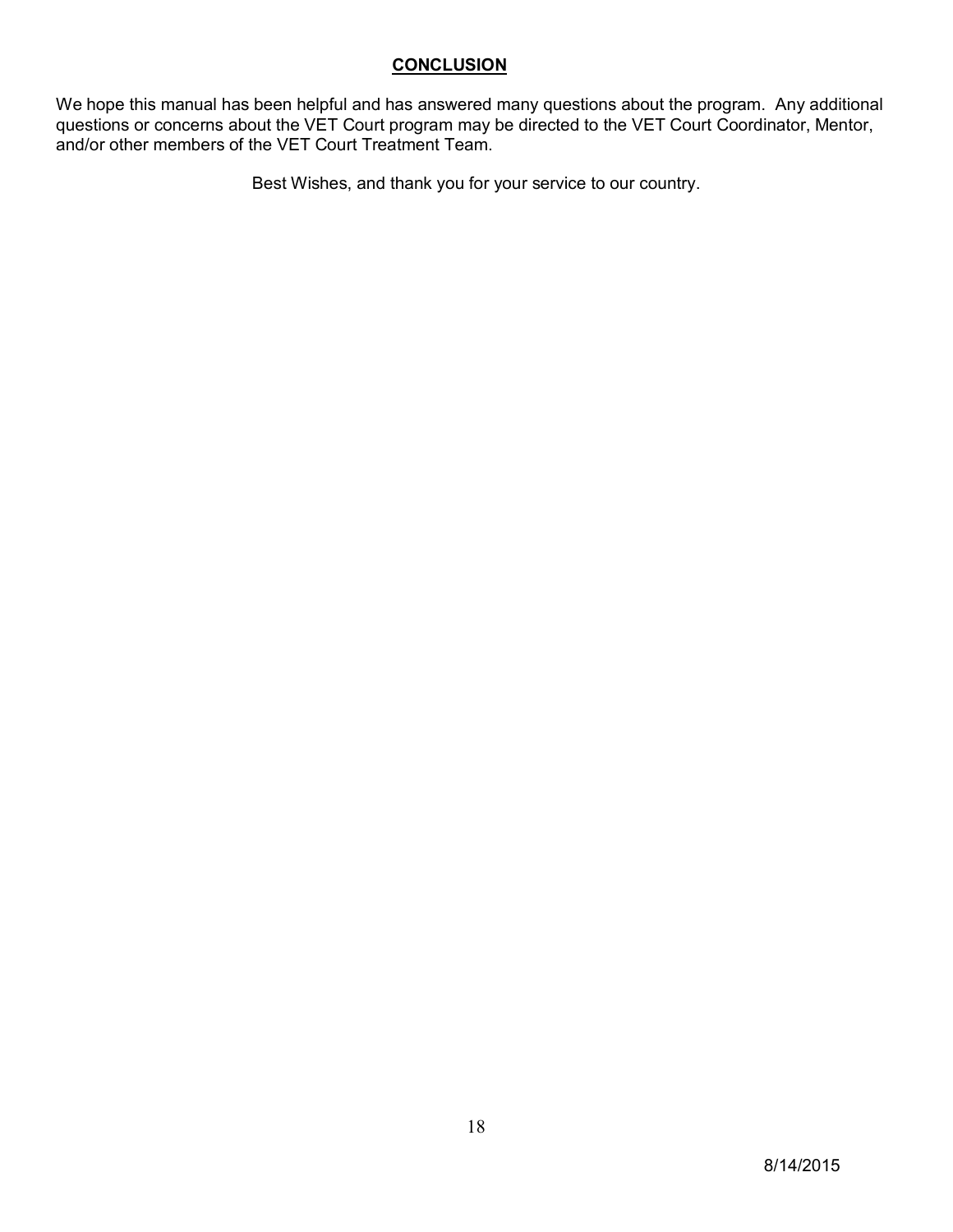## CONCLUSION

We hope this manual has been helpful and has answered many questions about the program. Any additional questions or concerns about the VET Court program may be directed to the VET Court Coordinator, Mentor, and/or other members of the VET Court Treatment Team.

Best Wishes, and thank you for your service to our country.

8/14/2015